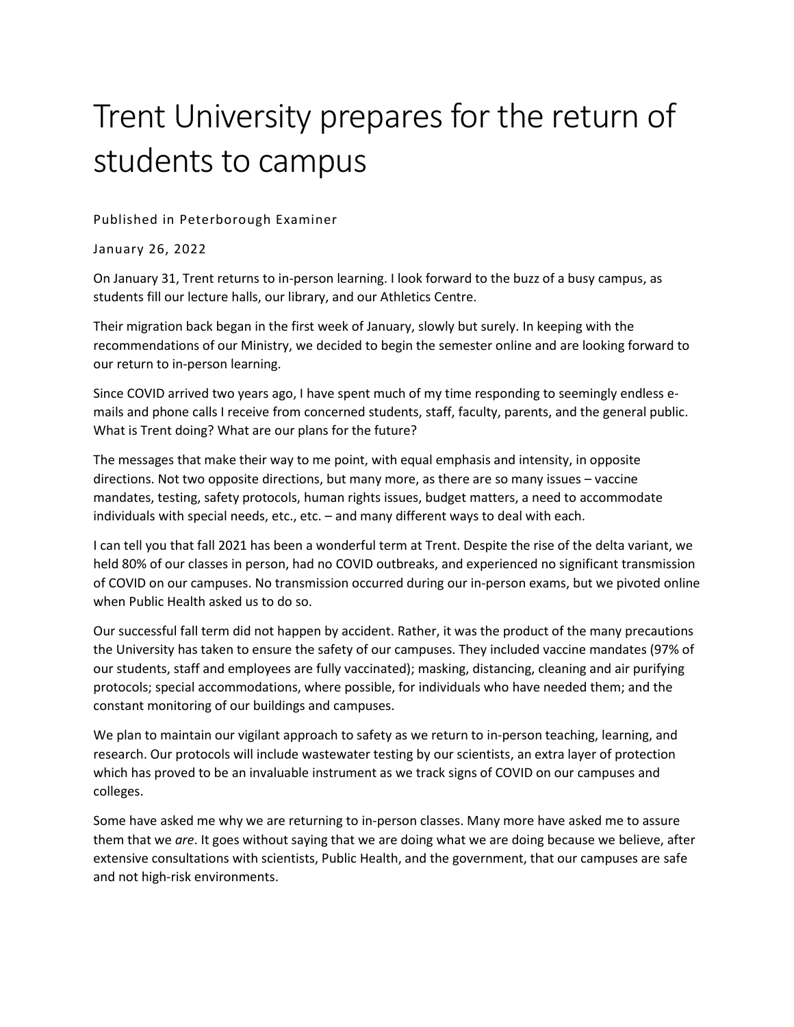# Trent University prepares for the return of students to campus

Published in Peterborough Examiner

January 26, 2022

On January 31, Trent returns to in-person learning. I look forward to the buzz of a busy campus, as students fill our lecture halls, our library, and our Athletics Centre.

Their migration back began in the first week of January, slowly but surely. In keeping with the recommendations of our Ministry, we decided to begin the semester online and are looking forward to our return to in-person learning.

Since COVID arrived two years ago, I have spent much of my time responding to seemingly endless e-mails and phone calls I receive from concerned students, staff, faculty, parents, and the general public. What is Trent doing? What are our plans for the future?

The messages that make their way to me point, with equal emphasis and intensity, in opposite directions. Not two opposite directions, but many more, as there are so many issues – vaccine mandates, testing, safety protocols, human rights issues, budget matters, a need to accommodate individuals with special needs, etc., etc. – and many different ways to deal with each.

I can tell you that fall 2021 has been a wonderful term at Trent. Despite the rise of the delta variant, we held 80% of our classes in person, had no COVID outbreaks, and experienced no significant transmission of COVID on our campuses. No transmission occurred during our in-person exams, but we pivoted online when Public Health asked us to do so.

Our successful fall term did not happen by accident. Rather, it was the product of the many precautions the University has taken to ensure the safety of our campuses. They included vaccine mandates (97% of our students, staff and employees are fully vaccinated); masking, distancing, cleaning and air purifying protocols; special accommodations, where possible, for individuals who have needed them; and the constant monitoring of our buildings and campuses.

We plan to maintain our vigilant approach to safety as we return to in-person teaching, learning, and research. Our protocols will include wastewater testing by our scientists, an extra layer of protection which has proved to be an invaluable instrument as we track signs of COVID on our campuses and colleges.

Some have asked me why we are returning to in-person classes. Many more have asked me to assure them that we *are*. It goes without saying that we are doing what we are doing because we believe, after extensive consultations with scientists, Public Health, and the government, that our campuses are safe and not high-risk environments.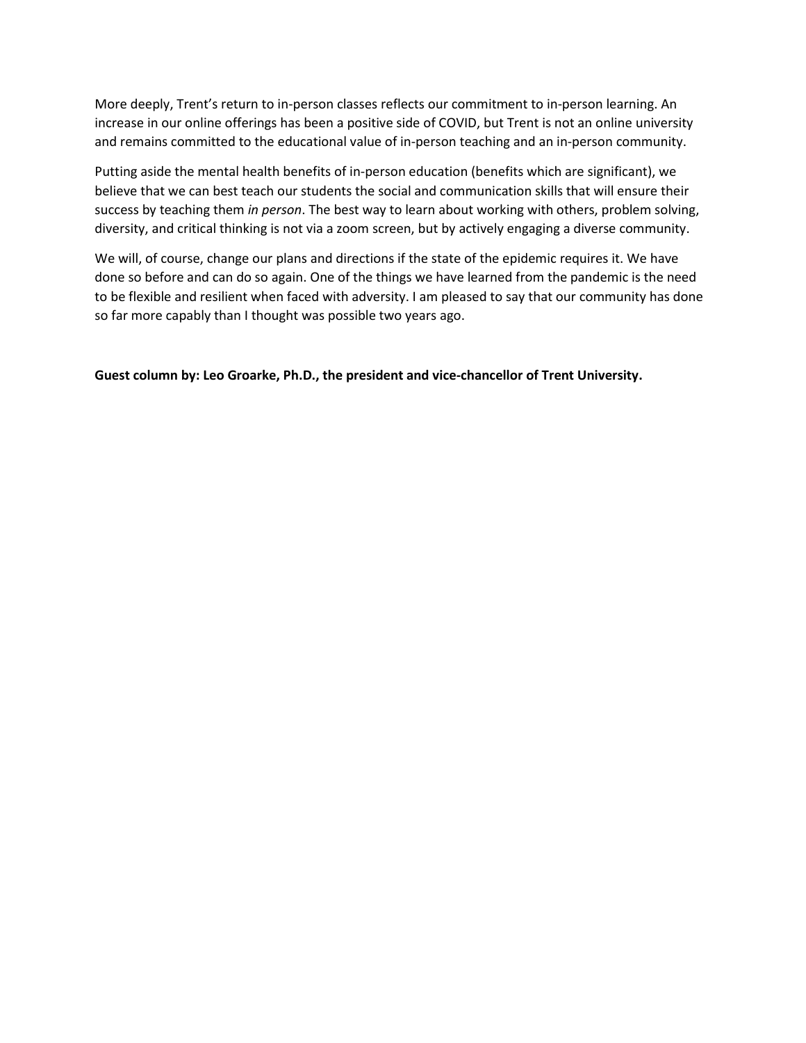More deeply, Trent's return to in-person classes reflects our commitment to in-person learning. An increase in our online offerings has been a positive side of COVID, but Trent is not an online university and remains committed to the educational value of in-person teaching and an in-person community.

Putting aside the mental health benefits of in-person education (benefits which are significant), we believe that we can best teach our students the social and communication skills that will ensure their success by teaching them *in person*. The best way to learn about working with others, problem solving, diversity, and critical thinking is not via a zoom screen, but by actively engaging a diverse community.

We will, of course, change our plans and directions if the state of the epidemic requires it. We have done so before and can do so again. One of the things we have learned from the pandemic is the need to be flexible and resilient when faced with adversity. I am pleased to say that our community has done so far more capably than I thought was possible two years ago.

**Guest column by: Leo Groarke, Ph.D., the president and vice-chancellor of Trent University.**